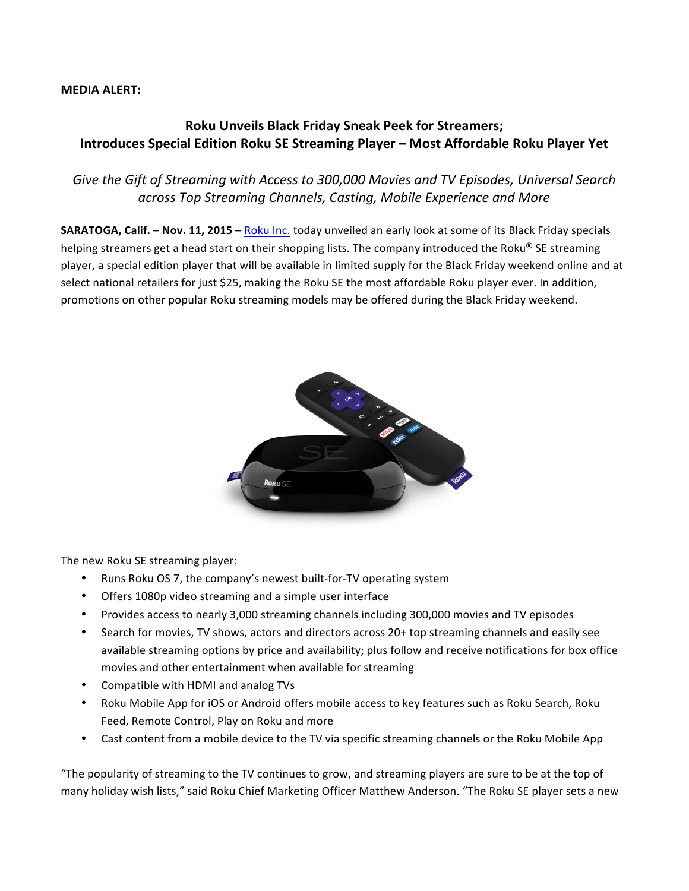**MEDIA ALERT:**

## Roku Unveils Black Friday Sneak Peek for Streamers; Introduces Special Edition Roku SE Streaming Player – Most Affordable Roku Player Yet

*Give the Gift of Streaming with Access to 300,000 Movies and TV Episodes, Universal Search across Top Streaming Channels, Casting, Mobile Experience and More*

**SARATOGA, Calif. – Nov. 11, 2015 –** Roku Inc. today unveiled an early look at some of its Black Friday specials helping streamers get a head start on their shopping lists. The company introduced the Roku® SE streaming player, a special edition player that will be available in limited supply for the Black Friday weekend online and at select national retailers for just $25, making the Roku SE the most affordable Roku player ever. In addition, promotions on other popular Roku streaming models may be offered during the Black Friday weekend.

The new Roku SE streaming player:

- Runs Roku OS 7, the company's newest built-for-TV operating system
- Offers 1080p video streaming and a simple user interface
- Provides access to nearly 3,000 streaming channels including 300,000 movies and TV episodes
- Search for movies, TV shows, actors and directors across 20+ top streaming channels and easily see available streaming options by price and availability; plus follow and receive notifications for box office movies and other entertainment when available for streaming
- Compatible with HDMI and analog TVs
- Roku Mobile App for iOS or Android offers mobile access to key features such as Roku Search, Roku Feed, Remote Control, Play on Roku and more
- Cast content from a mobile device to the TV via specific streaming channels or the Roku Mobile App

"The popularity of streaming to the TV continues to grow, and streaming players are sure to be at the top of many holiday wish lists," said Roku Chief Marketing Officer Matthew Anderson. "The Roku SE player sets a new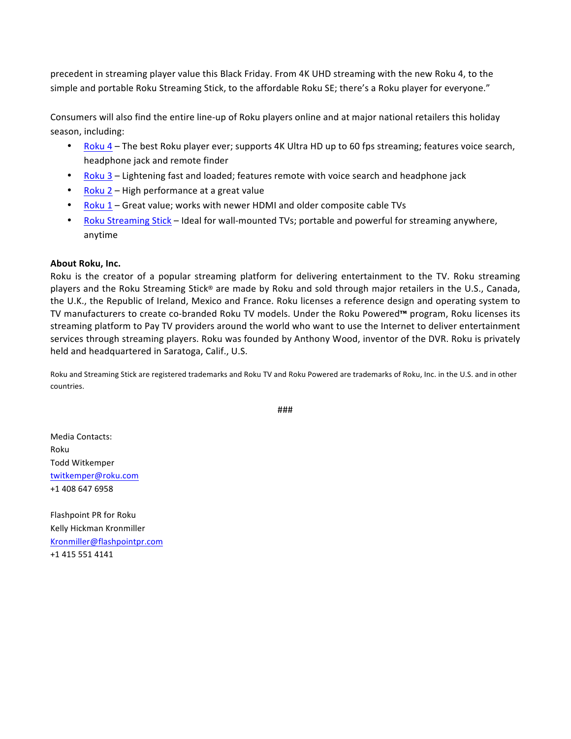precedent in streaming player value this Black Friday. From 4K UHD streaming with the new Roku 4, to the simple and portable Roku Streaming Stick, to the affordable Roku SE; there's a Roku player for everyone."

Consumers will also find the entire line-up of Roku players online and at major national retailers this holiday season, including:

- Roku 4 – The best Roku player ever; supports 4K Ultra HD up to 60 fps streaming; features voice search, headphone jack and remote finder
- Roku 3 – Lightening fast and loaded; features remote with voice search and headphone jack
- Roku 2 – High performance at a great value
- Roku 1 – Great value; works with newer HDMI and older composite cable TVs
- Roku Streaming Stick – Ideal for wall-mounted TVs; portable and powerful for streaming anywhere, anytime

**About Roku, Inc.**

Roku is the creator of a popular streaming platform for delivering entertainment to the TV. Roku streaming players and the Roku Streaming Stick® are made by Roku and sold through major retailers in the U.S., Canada, the U.K., the Republic of Ireland, Mexico and France. Roku licenses a reference design and operating system to TV manufacturers to create co-branded Roku TV models. Under the Roku Powered™ program, Roku licenses its streaming platform to Pay TV providers around the world who want to use the Internet to deliver entertainment services through streaming players. Roku was founded by Anthony Wood, inventor of the DVR. Roku is privately held and headquartered in Saratoga, Calif., U.S.

Roku and Streaming Stick are registered trademarks and Roku TV and Roku Powered are trademarks of Roku, Inc. in the U.S. and in other countries.

###

Media Contacts:
Roku
Todd Witkemper
twitkemper@roku.com
+1 408 647 6958

Flashpoint PR for Roku
Kelly Hickman Kronmiller
Kronmiller@flashpointpr.com
+1 415 551 4141